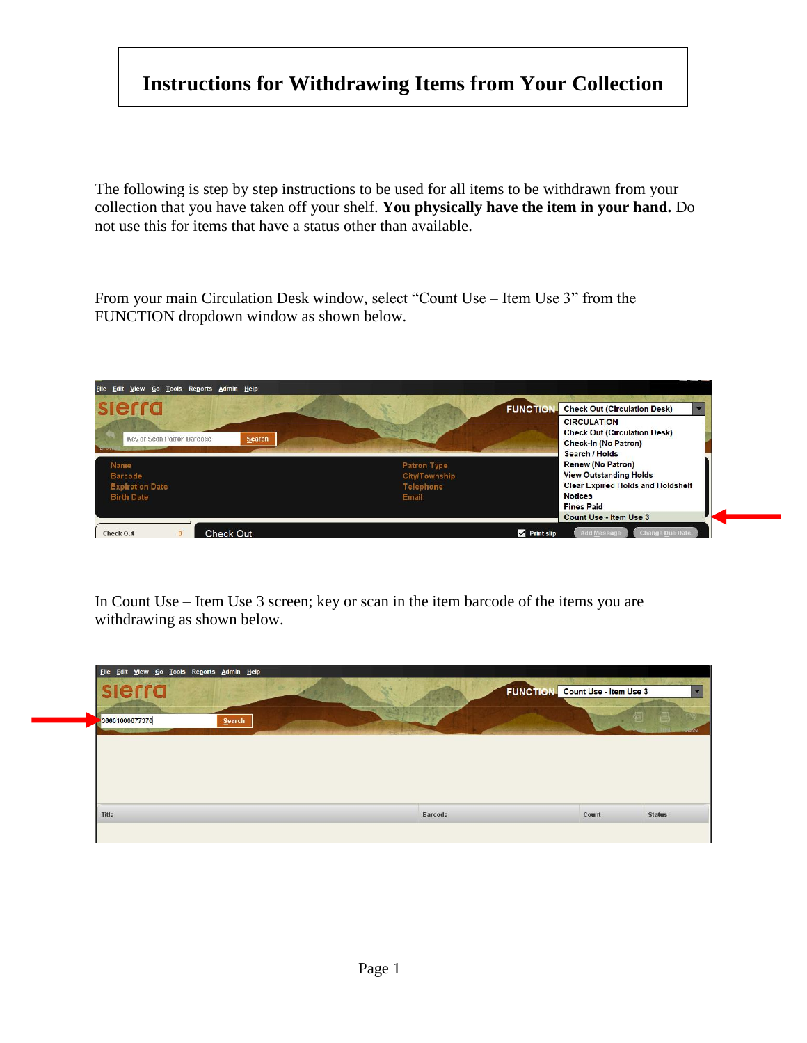# Instructions for Withdrawing Items from Your Collection

The following is step by step instructions to be used for all items to be withdrawn from your collection that you have taken off your shelf. **You physically have the item in your hand.** Do not use this for items that have a status other than available.

From your main Circulation Desk window, select "Count Use – Item Use 3" from the FUNCTION dropdown window as shown below.

In Count Use – Item Use 3 screen; key or scan in the item barcode of the items you are withdrawing as shown below.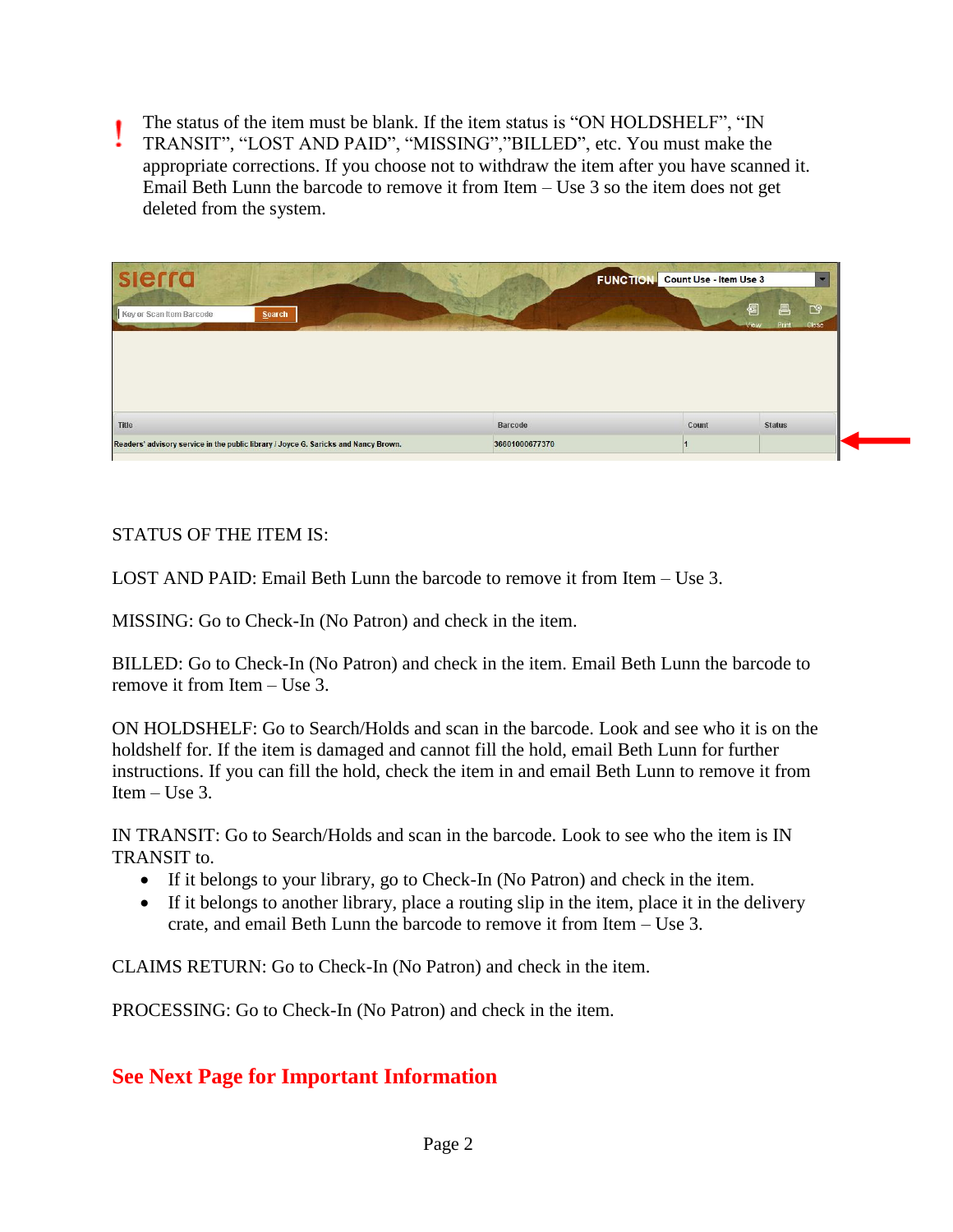! The status of the item must be blank. If the item status is “ON HOLDSHELF”, “IN TRANSIT”, “LOST AND PAID”, “MISSING”,”BILLED”, etc. You must make the appropriate corrections. If you choose not to withdraw the item after you have scanned it. Email Beth Lunn the barcode to remove it from Item – Use 3 so the item does not get deleted from the system.

| Title | Barcode | Count | Status |
|---|---|---|---|
| Readers' advisory service in the public library / Joyce G. Saricks and Nancy Brown. | 36601000677370 | 1 | |

STATUS OF THE ITEM IS:

LOST AND PAID: Email Beth Lunn the barcode to remove it from Item – Use 3.

MISSING: Go to Check-In (No Patron) and check in the item.

BILLED: Go to Check-In (No Patron) and check in the item. Email Beth Lunn the barcode to remove it from Item – Use 3.

ON HOLDSHELF: Go to Search/Holds and scan in the barcode. Look and see who it is on the holdshelf for. If the item is damaged and cannot fill the hold, email Beth Lunn for further instructions. If you can fill the hold, check the item in and email Beth Lunn to remove it from Item – Use 3.

IN TRANSIT: Go to Search/Holds and scan in the barcode. Look to see who the item is IN TRANSIT to.

- If it belongs to your library, go to Check-In (No Patron) and check in the item.
- If it belongs to another library, place a routing slip in the item, place it in the delivery crate, and email Beth Lunn the barcode to remove it from Item – Use 3.

CLAIMS RETURN: Go to Check-In (No Patron) and check in the item.

PROCESSING: Go to Check-In (No Patron) and check in the item.

**See Next Page for Important Information**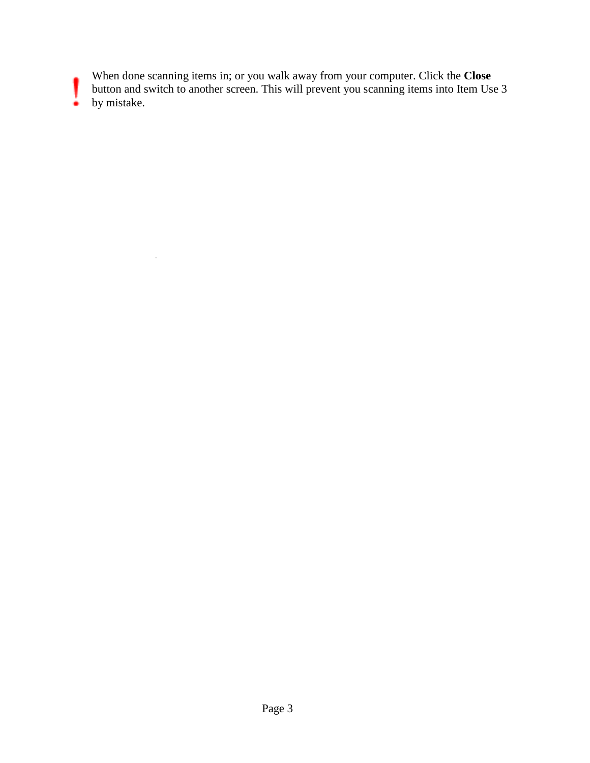! When done scanning items in; or you walk away from your computer. Click the **Close** button and switch to another screen. This will prevent you scanning items into Item Use 3 by mistake.